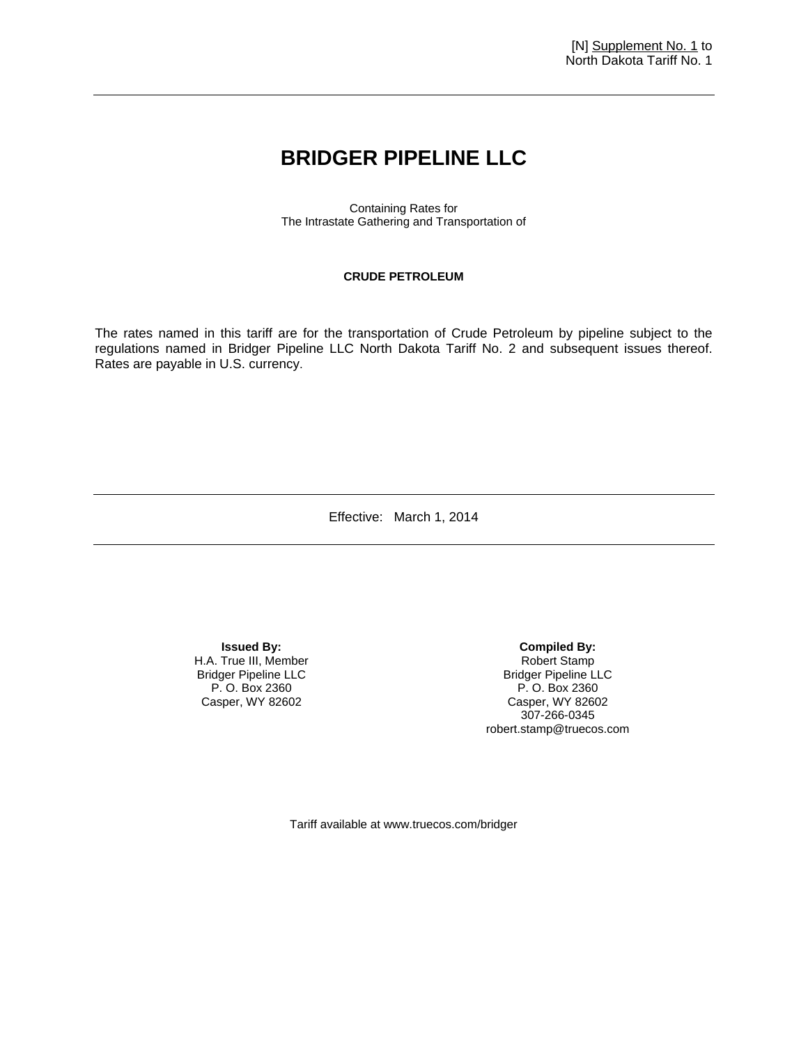[N] Supplement No. 1 to
North Dakota Tariff No. 1

# BRIDGER PIPELINE LLC

Containing Rates for
The Intrastate Gathering and Transportation of

**CRUDE PETROLEUM**

The rates named in this tariff are for the transportation of Crude Petroleum by pipeline subject to the regulations named in Bridger Pipeline LLC North Dakota Tariff No. 2 and subsequent issues thereof. Rates are payable in U.S. currency.

---

Effective: March 1, 2014

---

**Issued By:**
H.A. True III, Member
Bridger Pipeline LLC
P. O. Box 2360
Casper, WY 82602

**Compiled By:**
Robert Stamp
Bridger Pipeline LLC
P. O. Box 2360
Casper, WY 82602
307-266-0345
robert.stamp@truecos.com

Tariff available at www.truecos.com/bridger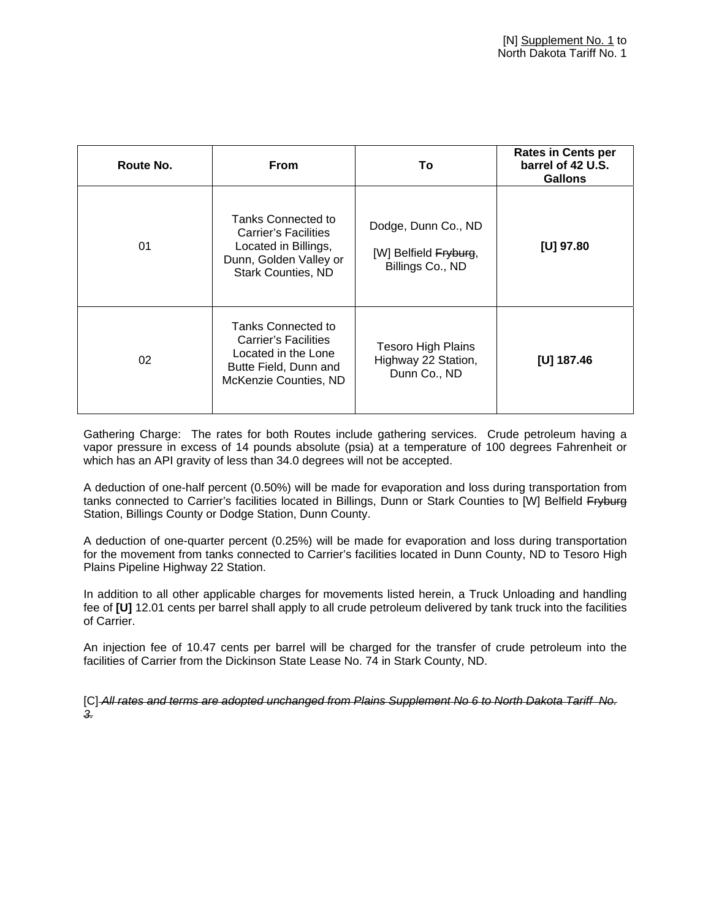[N] Supplement No. 1 to
North Dakota Tariff No. 1

| Route No. | From | To | Rates in Cents per barrel of 42 U.S. Gallons |
|---|---|---|---|
| 01 | Tanks Connected to Carrier's Facilities Located in Billings, Dunn, Golden Valley or Stark Counties, ND | Dodge, Dunn Co., ND<br>[W] Belfield ~~Fryburg~~, Billings Co., ND | **[U] 97.80** |
| 02 | Tanks Connected to Carrier's Facilities Located in the Lone Butte Field, Dunn and McKenzie Counties, ND | Tesoro High Plains Highway 22 Station, Dunn Co., ND | **[U] 187.46** |

Gathering Charge: The rates for both Routes include gathering services. Crude petroleum having a vapor pressure in excess of 14 pounds absolute (psia) at a temperature of 100 degrees Fahrenheit or which has an API gravity of less than 34.0 degrees will not be accepted.

A deduction of one-half percent (0.50%) will be made for evaporation and loss during transportation from tanks connected to Carrier's facilities located in Billings, Dunn or Stark Counties to [W] Belfield ~~Fryburg~~ Station, Billings County or Dodge Station, Dunn County.

A deduction of one-quarter percent (0.25%) will be made for evaporation and loss during transportation for the movement from tanks connected to Carrier's facilities located in Dunn County, ND to Tesoro High Plains Pipeline Highway 22 Station.

In addition to all other applicable charges for movements listed herein, a Truck Unloading and handling fee of **[U]** 12.01 cents per barrel shall apply to all crude petroleum delivered by tank truck into the facilities of Carrier.

An injection fee of 10.47 cents per barrel will be charged for the transfer of crude petroleum into the facilities of Carrier from the Dickinson State Lease No. 74 in Stark County, ND.

[C] ~~*All rates and terms are adopted unchanged from Plains Supplement No 6 to North Dakota Tariff No. 3.*~~